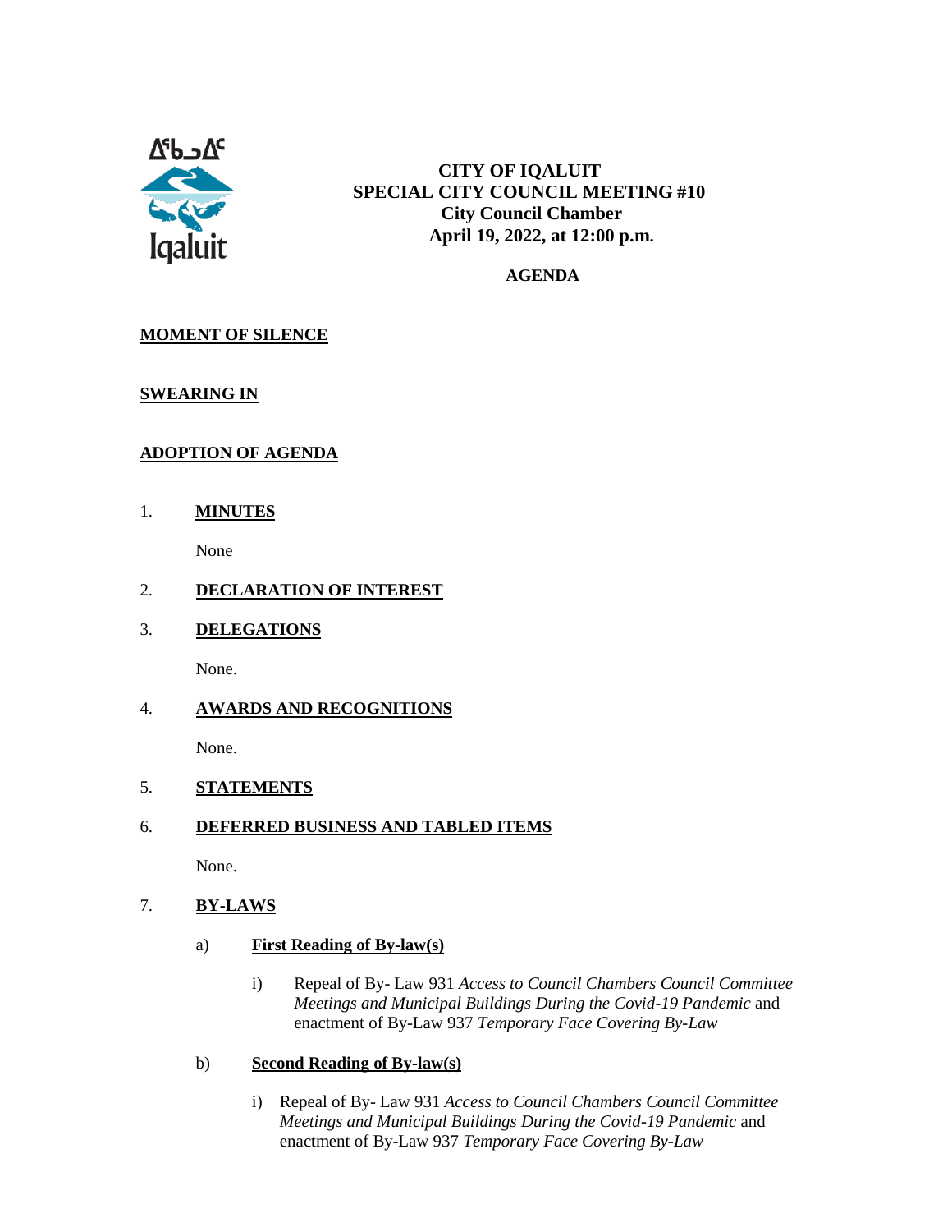ᐃᖃᓗᐃᑦ
Iqaluit

**CITY OF IQALUIT**
**SPECIAL CITY COUNCIL MEETING #10**
**City Council Chamber**
**April 19, 2022, at 12:00 p.m.**

**AGENDA**

## MOMENT OF SILENCE

## SWEARING IN

## ADOPTION OF AGENDA

1. **MINUTES**

   None

2. **DECLARATION OF INTEREST**

3. **DELEGATIONS**

   None.

4. **AWARDS AND RECOGNITIONS**

   None.

5. **STATEMENTS**

6. **DEFERRED BUSINESS AND TABLED ITEMS**

   None.

7. **BY-LAWS**

   a) **First Reading of By-law(s)**

      i) Repeal of By- Law 931 *Access to Council Chambers Council Committee Meetings and Municipal Buildings During the Covid-19 Pandemic* and enactment of By-Law 937 *Temporary Face Covering By-Law*

   b) **Second Reading of By-law(s)**

      i) Repeal of By- Law 931 *Access to Council Chambers Council Committee Meetings and Municipal Buildings During the Covid-19 Pandemic* and enactment of By-Law 937 *Temporary Face Covering By-Law*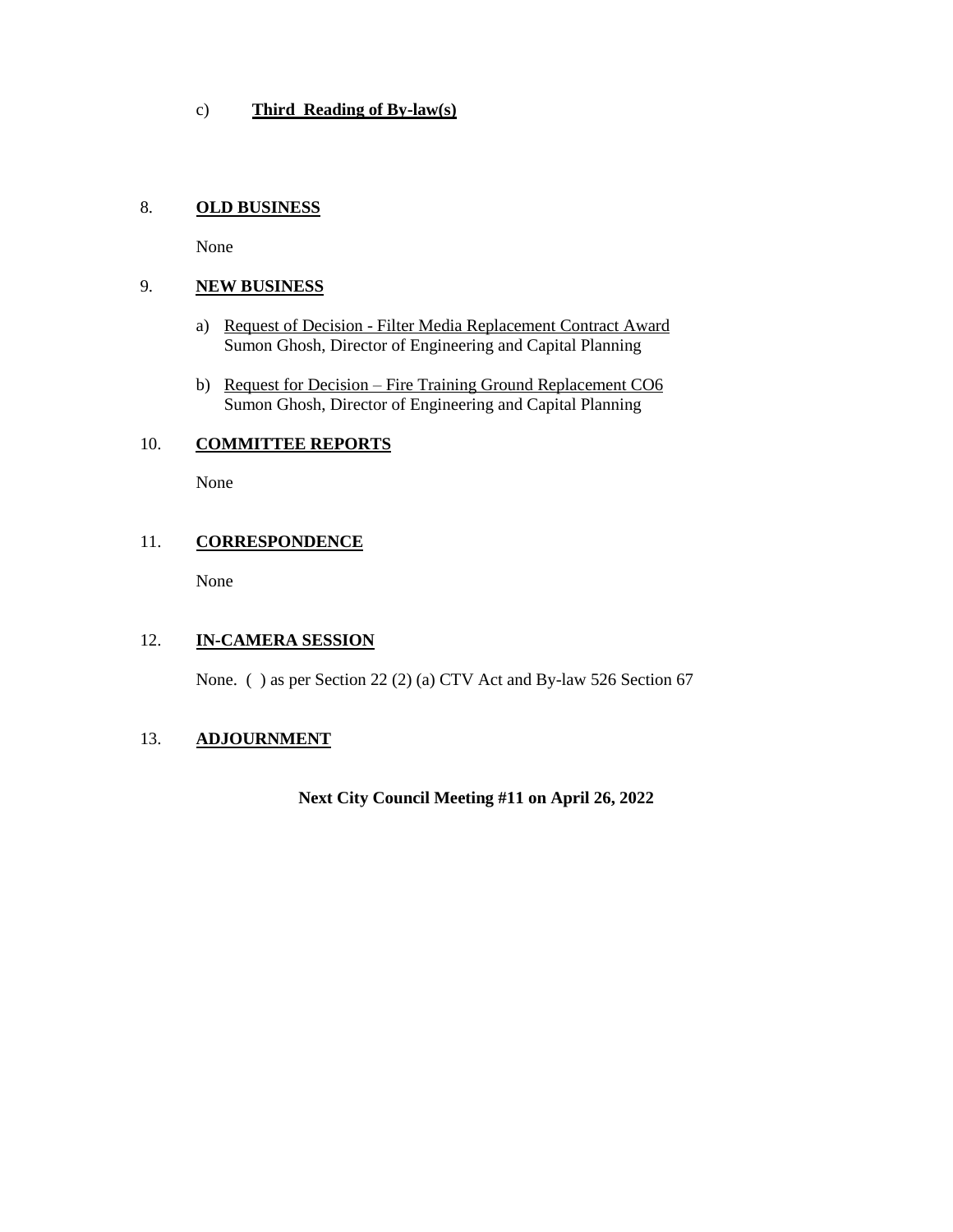c) **<u>Third Reading of By-law(s)</u>**

8. **<u>OLD BUSINESS</u>**

   None

9. **<u>NEW BUSINESS</u>**

   a) <u>Request of Decision - Filter Media Replacement Contract Award</u>
      Sumon Ghosh, Director of Engineering and Capital Planning

   b) <u>Request for Decision – Fire Training Ground Replacement CO6</u>
      Sumon Ghosh, Director of Engineering and Capital Planning

10. **<u>COMMITTEE REPORTS</u>**

    None

11. **<u>CORRESPONDENCE</u>**

    None

12. **<u>IN-CAMERA SESSION</u>**

    None. ( ) as per Section 22 (2) (a) CTV Act and By-law 526 Section 67

13. **<u>ADJOURNMENT</u>**

**Next City Council Meeting #11 on April 26, 2022**